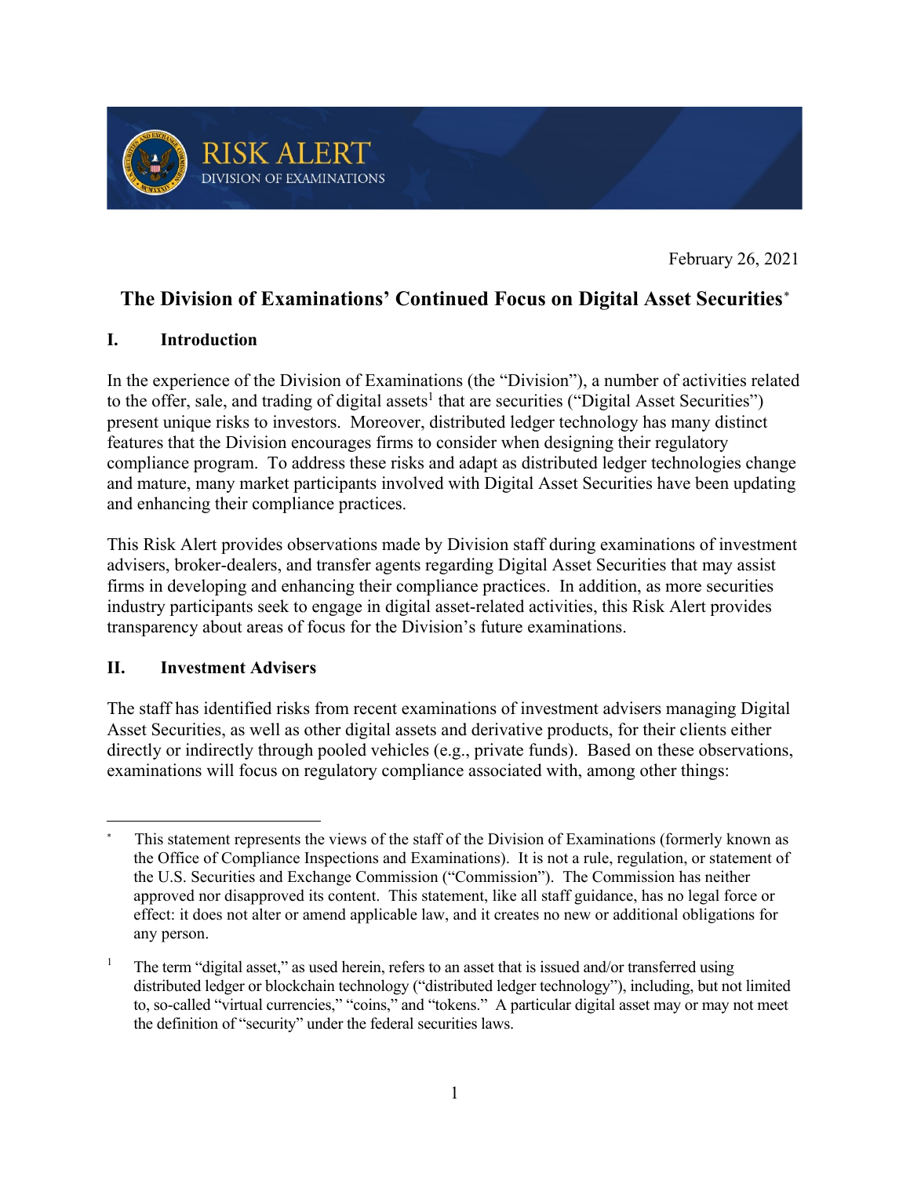RISK ALERT
DIVISION OF EXAMINATIONS

February 26, 2021

# The Division of Examinations' Continued Focus on Digital Asset Securities[*]

## I. Introduction

In the experience of the Division of Examinations (the "Division"), a number of activities related to the offer, sale, and trading of digital assets[1] that are securities ("Digital Asset Securities") present unique risks to investors. Moreover, distributed ledger technology has many distinct features that the Division encourages firms to consider when designing their regulatory compliance program. To address these risks and adapt as distributed ledger technologies change and mature, many market participants involved with Digital Asset Securities have been updating and enhancing their compliance practices.

This Risk Alert provides observations made by Division staff during examinations of investment advisers, broker-dealers, and transfer agents regarding Digital Asset Securities that may assist firms in developing and enhancing their compliance practices. In addition, as more securities industry participants seek to engage in digital asset-related activities, this Risk Alert provides transparency about areas of focus for the Division's future examinations.

## II. Investment Advisers

The staff has identified risks from recent examinations of investment advisers managing Digital Asset Securities, as well as other digital assets and derivative products, for their clients either directly or indirectly through pooled vehicles (e.g., private funds). Based on these observations, examinations will focus on regulatory compliance associated with, among other things:

---

[*] This statement represents the views of the staff of the Division of Examinations (formerly known as the Office of Compliance Inspections and Examinations). It is not a rule, regulation, or statement of the U.S. Securities and Exchange Commission ("Commission"). The Commission has neither approved nor disapproved its content. This statement, like all staff guidance, has no legal force or effect: it does not alter or amend applicable law, and it creates no new or additional obligations for any person.

[1] The term "digital asset," as used herein, refers to an asset that is issued and/or transferred using distributed ledger or blockchain technology ("distributed ledger technology"), including, but not limited to, so-called "virtual currencies," "coins," and "tokens." A particular digital asset may or may not meet the definition of "security" under the federal securities laws.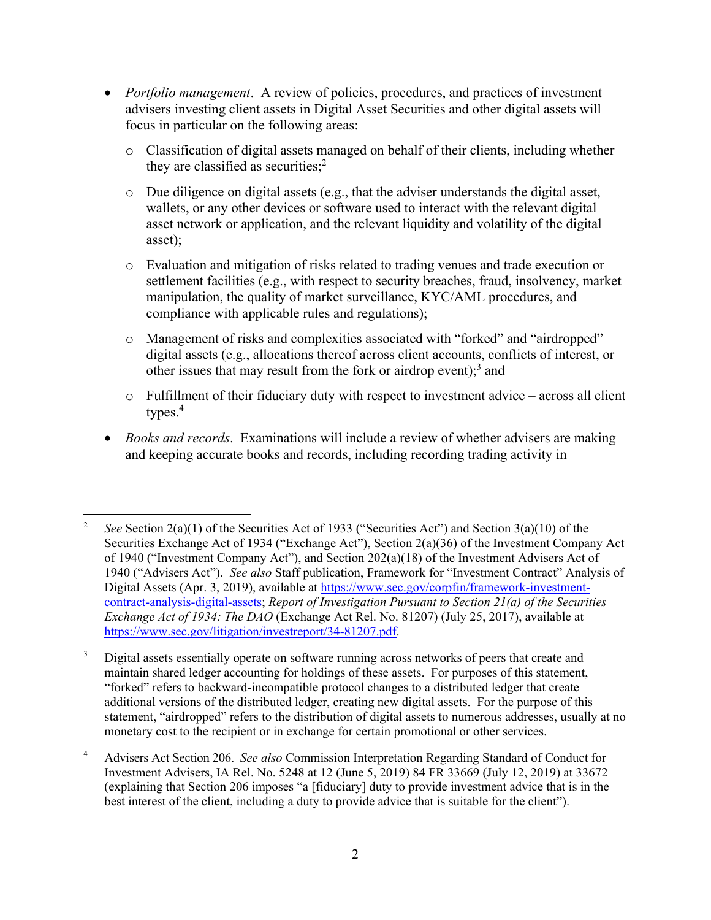- *Portfolio management*. A review of policies, procedures, and practices of investment advisers investing client assets in Digital Asset Securities and other digital assets will focus in particular on the following areas:
  - Classification of digital assets managed on behalf of their clients, including whether they are classified as securities;[2]
  - Due diligence on digital assets (e.g., that the adviser understands the digital asset, wallets, or any other devices or software used to interact with the relevant digital asset network or application, and the relevant liquidity and volatility of the digital asset);
  - Evaluation and mitigation of risks related to trading venues and trade execution or settlement facilities (e.g., with respect to security breaches, fraud, insolvency, market manipulation, the quality of market surveillance, KYC/AML procedures, and compliance with applicable rules and regulations);
  - Management of risks and complexities associated with "forked" and "airdropped" digital assets (e.g., allocations thereof across client accounts, conflicts of interest, or other issues that may result from the fork or airdrop event);[3] and
  - Fulfillment of their fiduciary duty with respect to investment advice – across all client types.[4]
- *Books and records*. Examinations will include a review of whether advisers are making and keeping accurate books and records, including recording trading activity in

---

[2] *See* Section 2(a)(1) of the Securities Act of 1933 ("Securities Act") and Section 3(a)(10) of the Securities Exchange Act of 1934 ("Exchange Act"), Section 2(a)(36) of the Investment Company Act of 1940 ("Investment Company Act"), and Section 202(a)(18) of the Investment Advisers Act of 1940 ("Advisers Act"). *See also* Staff publication, Framework for "Investment Contract" Analysis of Digital Assets (Apr. 3, 2019), available at https://www.sec.gov/corpfin/framework-investment-contract-analysis-digital-assets; *Report of Investigation Pursuant to Section 21(a) of the Securities Exchange Act of 1934: The DAO* (Exchange Act Rel. No. 81207) (July 25, 2017), available at https://www.sec.gov/litigation/investreport/34-81207.pdf.

[3] Digital assets essentially operate on software running across networks of peers that create and maintain shared ledger accounting for holdings of these assets. For purposes of this statement, "forked" refers to backward-incompatible protocol changes to a distributed ledger that create additional versions of the distributed ledger, creating new digital assets. For the purpose of this statement, "airdropped" refers to the distribution of digital assets to numerous addresses, usually at no monetary cost to the recipient or in exchange for certain promotional or other services.

[4] Advisers Act Section 206. *See also* Commission Interpretation Regarding Standard of Conduct for Investment Advisers, IA Rel. No. 5248 at 12 (June 5, 2019) 84 FR 33669 (July 12, 2019) at 33672 (explaining that Section 206 imposes "a [fiduciary] duty to provide investment advice that is in the best interest of the client, including a duty to provide advice that is suitable for the client").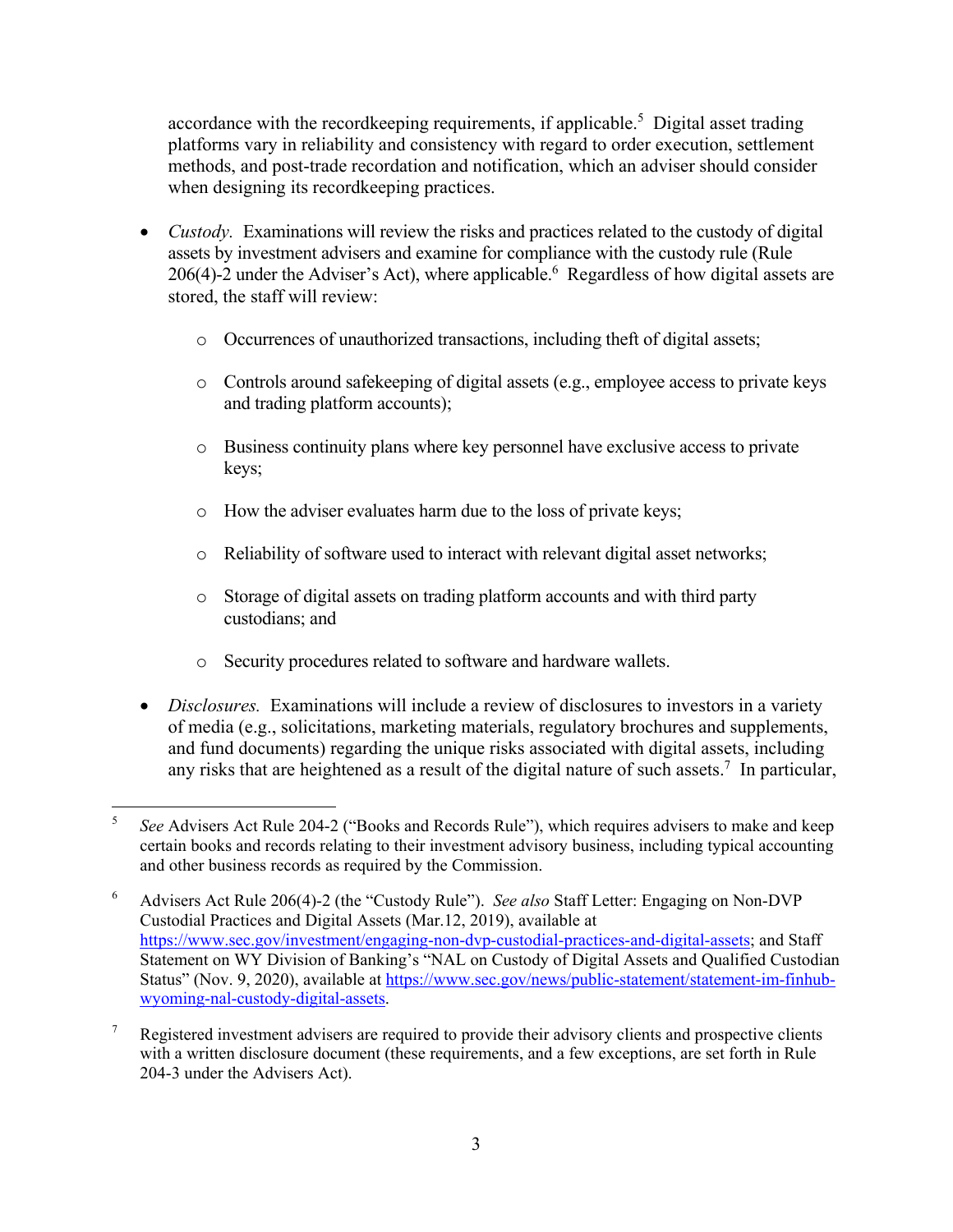accordance with the recordkeeping requirements, if applicable.[5] Digital asset trading platforms vary in reliability and consistency with regard to order execution, settlement methods, and post-trade recordation and notification, which an adviser should consider when designing its recordkeeping practices.

- *Custody.* Examinations will review the risks and practices related to the custody of digital assets by investment advisers and examine for compliance with the custody rule (Rule 206(4)-2 under the Adviser's Act), where applicable.[6] Regardless of how digital assets are stored, the staff will review:
  - Occurrences of unauthorized transactions, including theft of digital assets;
  - Controls around safekeeping of digital assets (e.g., employee access to private keys and trading platform accounts);
  - Business continuity plans where key personnel have exclusive access to private keys;
  - How the adviser evaluates harm due to the loss of private keys;
  - Reliability of software used to interact with relevant digital asset networks;
  - Storage of digital assets on trading platform accounts and with third party custodians; and
  - Security procedures related to software and hardware wallets.
- *Disclosures.* Examinations will include a review of disclosures to investors in a variety of media (e.g., solicitations, marketing materials, regulatory brochures and supplements, and fund documents) regarding the unique risks associated with digital assets, including any risks that are heightened as a result of the digital nature of such assets.[7] In particular,

---

[5] *See* Advisers Act Rule 204-2 ("Books and Records Rule"), which requires advisers to make and keep certain books and records relating to their investment advisory business, including typical accounting and other business records as required by the Commission.

[6] Advisers Act Rule 206(4)-2 (the "Custody Rule"). *See also* Staff Letter: Engaging on Non-DVP Custodial Practices and Digital Assets (Mar.12, 2019), available at [https://www.sec.gov/investment/engaging-non-dvp-custodial-practices-and-digital-assets](https://www.sec.gov/investment/engaging-non-dvp-custodial-practices-and-digital-assets); and Staff Statement on WY Division of Banking's "NAL on Custody of Digital Assets and Qualified Custodian Status" (Nov. 9, 2020), available at [https://www.sec.gov/news/public-statement/statement-im-finhub-wyoming-nal-custody-digital-assets](https://www.sec.gov/news/public-statement/statement-im-finhub-wyoming-nal-custody-digital-assets).

[7] Registered investment advisers are required to provide their advisory clients and prospective clients with a written disclosure document (these requirements, and a few exceptions, are set forth in Rule 204-3 under the Advisers Act).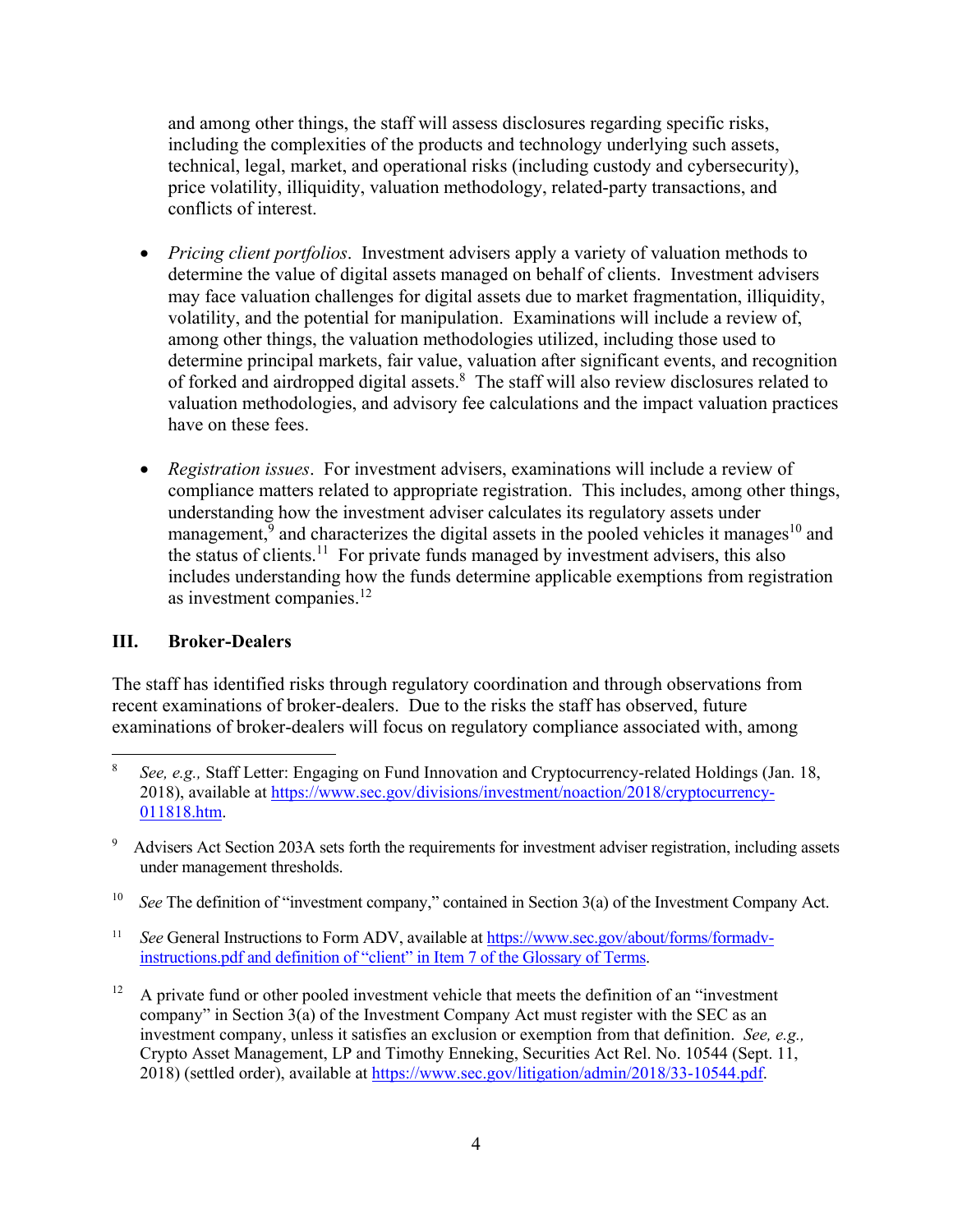and among other things, the staff will assess disclosures regarding specific risks, including the complexities of the products and technology underlying such assets, technical, legal, market, and operational risks (including custody and cybersecurity), price volatility, illiquidity, valuation methodology, related-party transactions, and conflicts of interest.

- *Pricing client portfolios*. Investment advisers apply a variety of valuation methods to determine the value of digital assets managed on behalf of clients. Investment advisers may face valuation challenges for digital assets due to market fragmentation, illiquidity, volatility, and the potential for manipulation. Examinations will include a review of, among other things, the valuation methodologies utilized, including those used to determine principal markets, fair value, valuation after significant events, and recognition of forked and airdropped digital assets.[8] The staff will also review disclosures related to valuation methodologies, and advisory fee calculations and the impact valuation practices have on these fees.

- *Registration issues*. For investment advisers, examinations will include a review of compliance matters related to appropriate registration. This includes, among other things, understanding how the investment adviser calculates its regulatory assets under management,[9] and characterizes the digital assets in the pooled vehicles it manages[10] and the status of clients.[11] For private funds managed by investment advisers, this also includes understanding how the funds determine applicable exemptions from registration as investment companies.[12]

## III. Broker-Dealers

The staff has identified risks through regulatory coordination and through observations from recent examinations of broker-dealers. Due to the risks the staff has observed, future examinations of broker-dealers will focus on regulatory compliance associated with, among

---

[8] *See, e.g.,* Staff Letter: Engaging on Fund Innovation and Cryptocurrency-related Holdings (Jan. 18, 2018), available at https://www.sec.gov/divisions/investment/noaction/2018/cryptocurrency-011818.htm.

[9] Advisers Act Section 203A sets forth the requirements for investment adviser registration, including assets under management thresholds.

[10] *See* The definition of "investment company," contained in Section 3(a) of the Investment Company Act.

[11] *See* General Instructions to Form ADV, available at https://www.sec.gov/about/forms/formadv-instructions.pdf and definition of "client" in Item 7 of the Glossary of Terms.

[12] A private fund or other pooled investment vehicle that meets the definition of an "investment company" in Section 3(a) of the Investment Company Act must register with the SEC as an investment company, unless it satisfies an exclusion or exemption from that definition. *See, e.g.,* Crypto Asset Management, LP and Timothy Enneking, Securities Act Rel. No. 10544 (Sept. 11, 2018) (settled order), available at https://www.sec.gov/litigation/admin/2018/33-10544.pdf.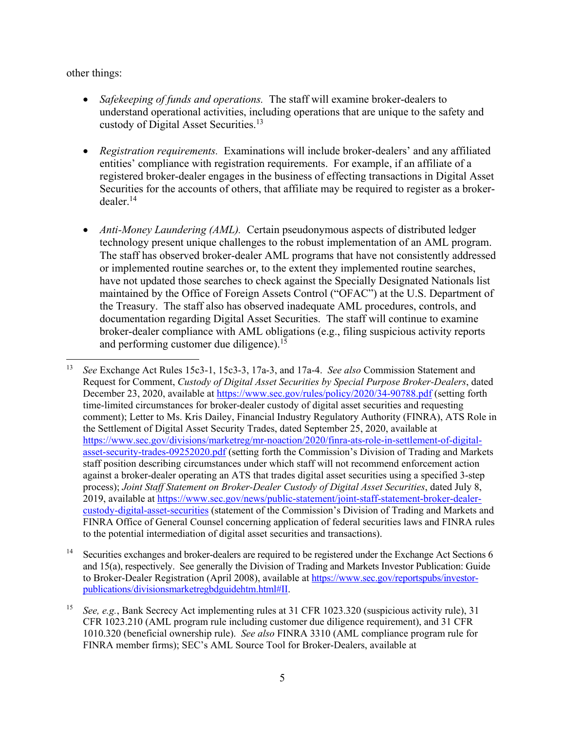other things:

- *Safekeeping of funds and operations.* The staff will examine broker-dealers to understand operational activities, including operations that are unique to the safety and custody of Digital Asset Securities.[13]

- *Registration requirements.* Examinations will include broker-dealers' and any affiliated entities' compliance with registration requirements. For example, if an affiliate of a registered broker-dealer engages in the business of effecting transactions in Digital Asset Securities for the accounts of others, that affiliate may be required to register as a broker-dealer.[14]

- *Anti-Money Laundering (AML).* Certain pseudonymous aspects of distributed ledger technology present unique challenges to the robust implementation of an AML program. The staff has observed broker-dealer AML programs that have not consistently addressed or implemented routine searches or, to the extent they implemented routine searches, have not updated those searches to check against the Specially Designated Nationals list maintained by the Office of Foreign Assets Control ("OFAC") at the U.S. Department of the Treasury. The staff also has observed inadequate AML procedures, controls, and documentation regarding Digital Asset Securities. The staff will continue to examine broker-dealer compliance with AML obligations (e.g., filing suspicious activity reports and performing customer due diligence).[15]

---

[13] *See* Exchange Act Rules 15c3-1, 15c3-3, 17a-3, and 17a-4. *See also* Commission Statement and Request for Comment, *Custody of Digital Asset Securities by Special Purpose Broker-Dealers*, dated December 23, 2020, available at https://www.sec.gov/rules/policy/2020/34-90788.pdf (setting forth time-limited circumstances for broker-dealer custody of digital asset securities and requesting comment); Letter to Ms. Kris Dailey, Financial Industry Regulatory Authority (FINRA), ATS Role in the Settlement of Digital Asset Security Trades, dated September 25, 2020, available at https://www.sec.gov/divisions/marketreg/mr-noaction/2020/finra-ats-role-in-settlement-of-digital-asset-security-trades-09252020.pdf (setting forth the Commission's Division of Trading and Markets staff position describing circumstances under which staff will not recommend enforcement action against a broker-dealer operating an ATS that trades digital asset securities using a specified 3-step process); *Joint Staff Statement on Broker-Dealer Custody of Digital Asset Securities*, dated July 8, 2019, available at https://www.sec.gov/news/public-statement/joint-staff-statement-broker-dealer-custody-digital-asset-securities (statement of the Commission's Division of Trading and Markets and FINRA Office of General Counsel concerning application of federal securities laws and FINRA rules to the potential intermediation of digital asset securities and transactions).

[14] Securities exchanges and broker-dealers are required to be registered under the Exchange Act Sections 6 and 15(a), respectively. See generally the Division of Trading and Markets Investor Publication: Guide to Broker-Dealer Registration (April 2008), available at https://www.sec.gov/reportspubs/investor-publications/divisionsmarketregbdguidehtm.html#II.

[15] *See, e.g.*, Bank Secrecy Act implementing rules at 31 CFR 1023.320 (suspicious activity rule), 31 CFR 1023.210 (AML program rule including customer due diligence requirement), and 31 CFR 1010.320 (beneficial ownership rule). *See also* FINRA 3310 (AML compliance program rule for FINRA member firms); SEC's AML Source Tool for Broker-Dealers, available at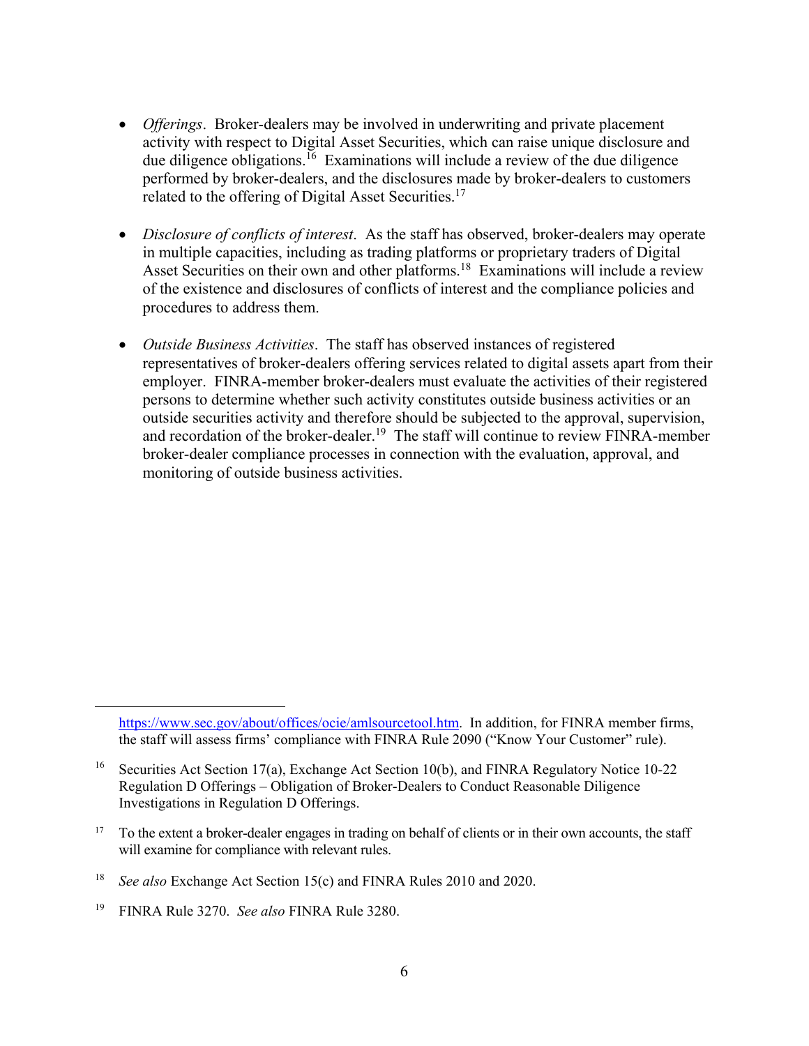- *Offerings*. Broker-dealers may be involved in underwriting and private placement activity with respect to Digital Asset Securities, which can raise unique disclosure and due diligence obligations.[16] Examinations will include a review of the due diligence performed by broker-dealers, and the disclosures made by broker-dealers to customers related to the offering of Digital Asset Securities.[17]

- *Disclosure of conflicts of interest*. As the staff has observed, broker-dealers may operate in multiple capacities, including as trading platforms or proprietary traders of Digital Asset Securities on their own and other platforms.[18] Examinations will include a review of the existence and disclosures of conflicts of interest and the compliance policies and procedures to address them.

- *Outside Business Activities*. The staff has observed instances of registered representatives of broker-dealers offering services related to digital assets apart from their employer. FINRA-member broker-dealers must evaluate the activities of their registered persons to determine whether such activity constitutes outside business activities or an outside securities activity and therefore should be subjected to the approval, supervision, and recordation of the broker-dealer.[19] The staff will continue to review FINRA-member broker-dealer compliance processes in connection with the evaluation, approval, and monitoring of outside business activities.

---

https://www.sec.gov/about/offices/ocie/amlsourcetool.htm. In addition, for FINRA member firms, the staff will assess firms' compliance with FINRA Rule 2090 ("Know Your Customer" rule).

[16] Securities Act Section 17(a), Exchange Act Section 10(b), and FINRA Regulatory Notice 10-22 Regulation D Offerings – Obligation of Broker-Dealers to Conduct Reasonable Diligence Investigations in Regulation D Offerings.

[17] To the extent a broker-dealer engages in trading on behalf of clients or in their own accounts, the staff will examine for compliance with relevant rules.

[18] *See also* Exchange Act Section 15(c) and FINRA Rules 2010 and 2020.

[19] FINRA Rule 3270. *See also* FINRA Rule 3280.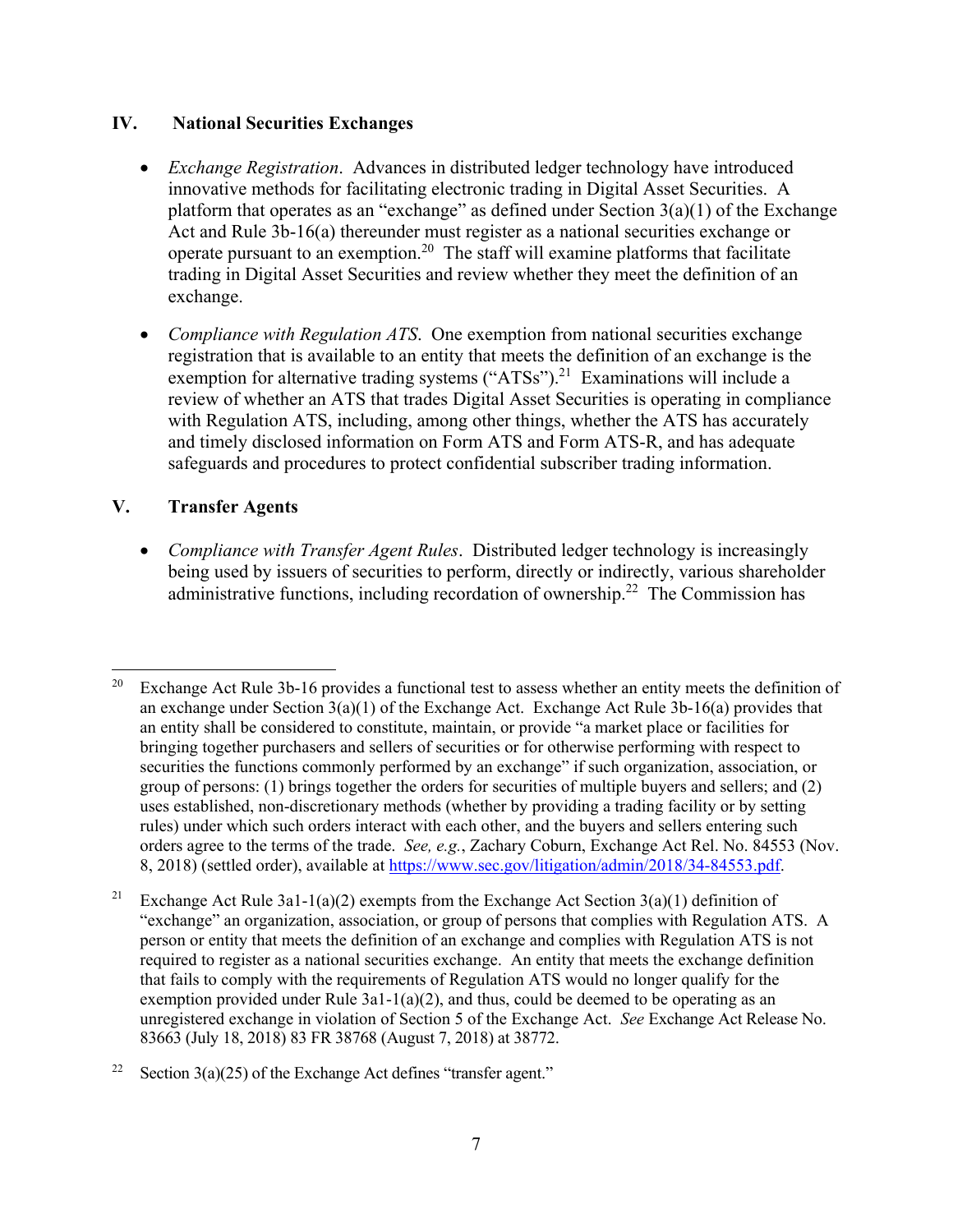## IV. National Securities Exchanges

- *Exchange Registration*. Advances in distributed ledger technology have introduced innovative methods for facilitating electronic trading in Digital Asset Securities. A platform that operates as an "exchange" as defined under Section 3(a)(1) of the Exchange Act and Rule 3b-16(a) thereunder must register as a national securities exchange or operate pursuant to an exemption.[20] The staff will examine platforms that facilitate trading in Digital Asset Securities and review whether they meet the definition of an exchange.

- *Compliance with Regulation ATS*. One exemption from national securities exchange registration that is available to an entity that meets the definition of an exchange is the exemption for alternative trading systems ("ATSs").[21] Examinations will include a review of whether an ATS that trades Digital Asset Securities is operating in compliance with Regulation ATS, including, among other things, whether the ATS has accurately and timely disclosed information on Form ATS and Form ATS-R, and has adequate safeguards and procedures to protect confidential subscriber trading information.

## V. Transfer Agents

- *Compliance with Transfer Agent Rules*. Distributed ledger technology is increasingly being used by issuers of securities to perform, directly or indirectly, various shareholder administrative functions, including recordation of ownership.[22] The Commission has

---

[20] Exchange Act Rule 3b-16 provides a functional test to assess whether an entity meets the definition of an exchange under Section 3(a)(1) of the Exchange Act. Exchange Act Rule 3b-16(a) provides that an entity shall be considered to constitute, maintain, or provide "a market place or facilities for bringing together purchasers and sellers of securities or for otherwise performing with respect to securities the functions commonly performed by an exchange" if such organization, association, or group of persons: (1) brings together the orders for securities of multiple buyers and sellers; and (2) uses established, non-discretionary methods (whether by providing a trading facility or by setting rules) under which such orders interact with each other, and the buyers and sellers entering such orders agree to the terms of the trade. *See, e.g.*, Zachary Coburn, Exchange Act Rel. No. 84553 (Nov. 8, 2018) (settled order), available at https://www.sec.gov/litigation/admin/2018/34-84553.pdf.

[21] Exchange Act Rule 3a1-1(a)(2) exempts from the Exchange Act Section 3(a)(1) definition of "exchange" an organization, association, or group of persons that complies with Regulation ATS. A person or entity that meets the definition of an exchange and complies with Regulation ATS is not required to register as a national securities exchange. An entity that meets the exchange definition that fails to comply with the requirements of Regulation ATS would no longer qualify for the exemption provided under Rule 3a1-1(a)(2), and thus, could be deemed to be operating as an unregistered exchange in violation of Section 5 of the Exchange Act. *See* Exchange Act Release No. 83663 (July 18, 2018) 83 FR 38768 (August 7, 2018) at 38772.

[22] Section 3(a)(25) of the Exchange Act defines "transfer agent."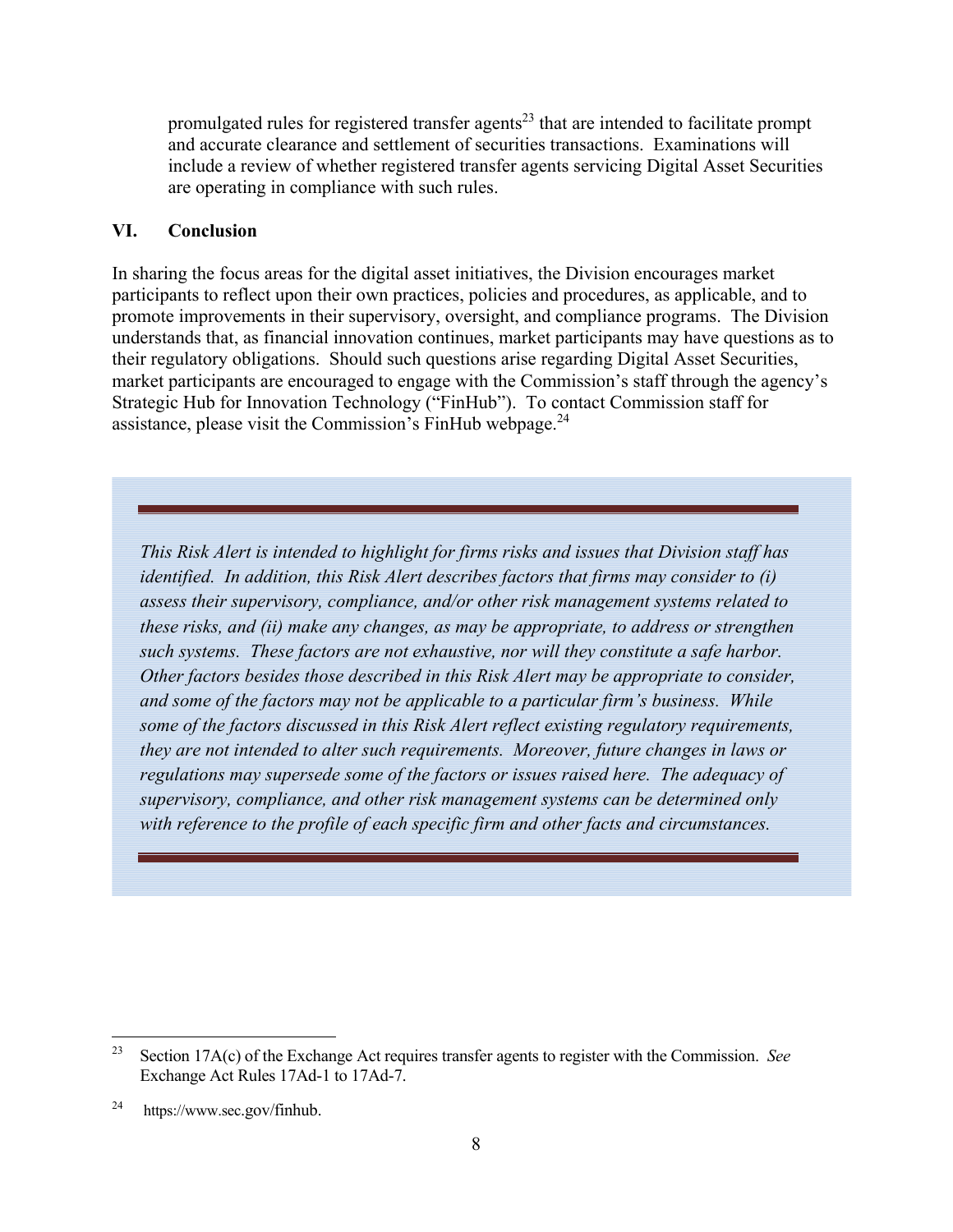promulgated rules for registered transfer agents[23] that are intended to facilitate prompt and accurate clearance and settlement of securities transactions. Examinations will include a review of whether registered transfer agents servicing Digital Asset Securities are operating in compliance with such rules.

## VI. Conclusion

In sharing the focus areas for the digital asset initiatives, the Division encourages market participants to reflect upon their own practices, policies and procedures, as applicable, and to promote improvements in their supervisory, oversight, and compliance programs. The Division understands that, as financial innovation continues, market participants may have questions as to their regulatory obligations. Should such questions arise regarding Digital Asset Securities, market participants are encouraged to engage with the Commission's staff through the agency's Strategic Hub for Innovation Technology ("FinHub"). To contact Commission staff for assistance, please visit the Commission's FinHub webpage.[24]

---

*This Risk Alert is intended to highlight for firms risks and issues that Division staff has identified. In addition, this Risk Alert describes factors that firms may consider to (i) assess their supervisory, compliance, and/or other risk management systems related to these risks, and (ii) make any changes, as may be appropriate, to address or strengthen such systems. These factors are not exhaustive, nor will they constitute a safe harbor. Other factors besides those described in this Risk Alert may be appropriate to consider, and some of the factors may not be applicable to a particular firm's business. While some of the factors discussed in this Risk Alert reflect existing regulatory requirements, they are not intended to alter such requirements. Moreover, future changes in laws or regulations may supersede some of the factors or issues raised here. The adequacy of supervisory, compliance, and other risk management systems can be determined only with reference to the profile of each specific firm and other facts and circumstances.*

---

[23] Section 17A(c) of the Exchange Act requires transfer agents to register with the Commission. *See* Exchange Act Rules 17Ad-1 to 17Ad-7.

[24] https://www.sec.gov/finhub.